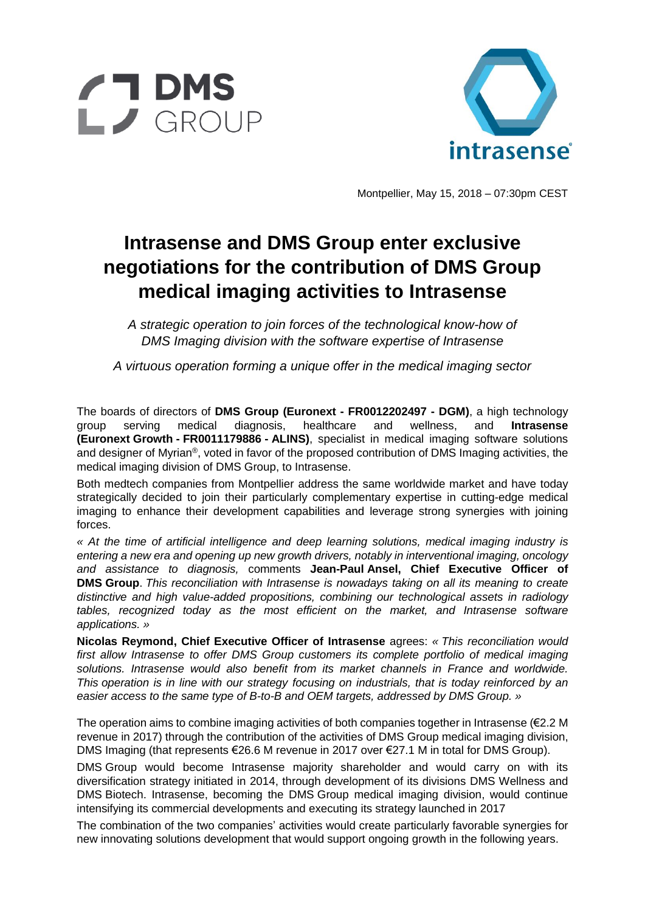Montpellier, May 15, 2018 – 07:30pm CEST

# Intrasense and DMS Group enter exclusive negotiations for the contribution of DMS Group medical imaging activities to Intrasense

*A strategic operation to join forces of the technological know-how of DMS Imaging division with the software expertise of Intrasense*

*A virtuous operation forming a unique offer in the medical imaging sector*

The boards of directors of **DMS Group (Euronext - FR0012202497 - DGM)**, a high technology group serving medical diagnosis, healthcare and wellness, and **Intrasense (Euronext Growth - FR0011179886 - ALINS)**, specialist in medical imaging software solutions and designer of Myrian®, voted in favor of the proposed contribution of DMS Imaging activities, the medical imaging division of DMS Group, to Intrasense.

Both medtech companies from Montpellier address the same worldwide market and have today strategically decided to join their particularly complementary expertise in cutting-edge medical imaging to enhance their development capabilities and leverage strong synergies with joining forces.

*« At the time of artificial intelligence and deep learning solutions, medical imaging industry is entering a new era and opening up new growth drivers, notably in interventional imaging, oncology and assistance to diagnosis,* comments **Jean-Paul Ansel, Chief Executive Officer of DMS Group**. *This reconciliation with Intrasense is nowadays taking on all its meaning to create distinctive and high value-added propositions, combining our technological assets in radiology tables, recognized today as the most efficient on the market, and Intrasense software applications. »*

**Nicolas Reymond, Chief Executive Officer of Intrasense** agrees: *« This reconciliation would first allow Intrasense to offer DMS Group customers its complete portfolio of medical imaging solutions. Intrasense would also benefit from its market channels in France and worldwide. This operation is in line with our strategy focusing on industrials, that is today reinforced by an easier access to the same type of B-to-B and OEM targets, addressed by DMS Group. »*

The operation aims to combine imaging activities of both companies together in Intrasense (€2.2 M revenue in 2017) through the contribution of the activities of DMS Group medical imaging division, DMS Imaging (that represents €26.6 M revenue in 2017 over €27.1 M in total for DMS Group).

DMS Group would become Intrasense majority shareholder and would carry on with its diversification strategy initiated in 2014, through development of its divisions DMS Wellness and DMS Biotech. Intrasense, becoming the DMS Group medical imaging division, would continue intensifying its commercial developments and executing its strategy launched in 2017

The combination of the two companies' activities would create particularly favorable synergies for new innovating solutions development that would support ongoing growth in the following years.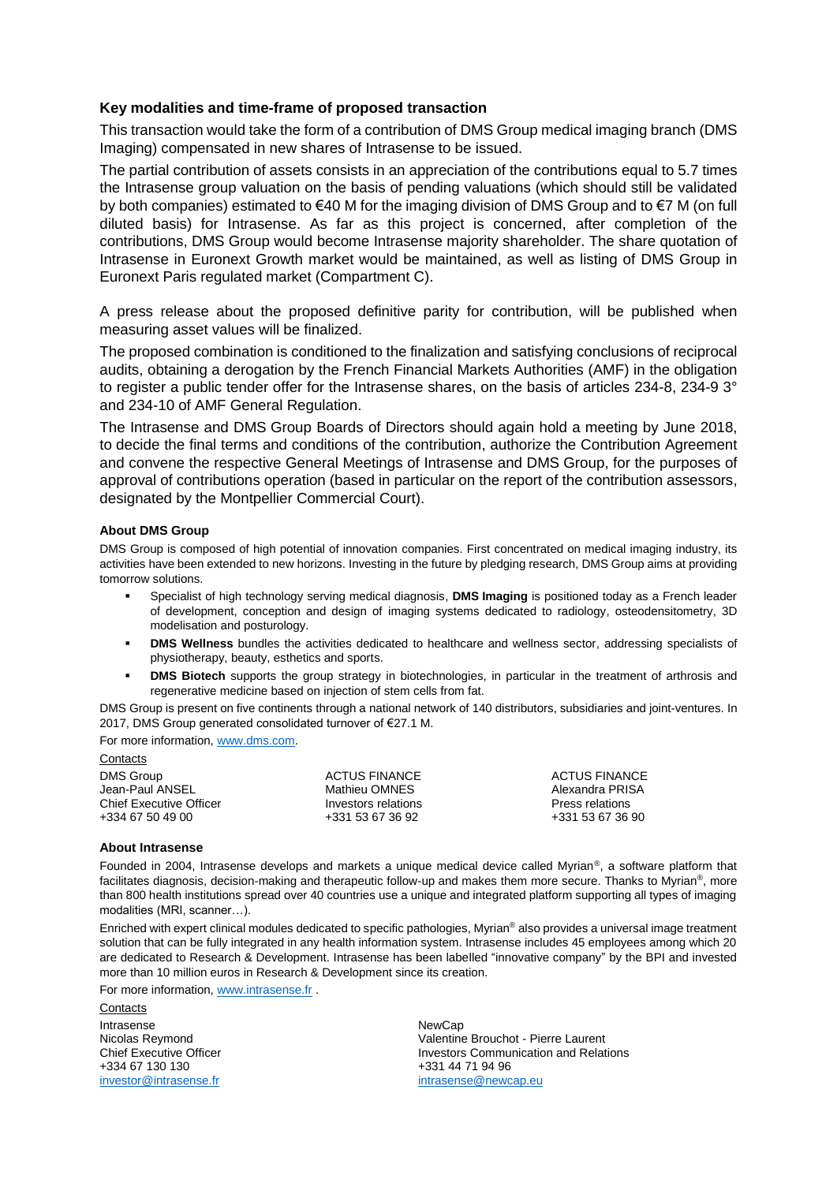### Key modalities and time-frame of proposed transaction

This transaction would take the form of a contribution of DMS Group medical imaging branch (DMS Imaging) compensated in new shares of Intrasense to be issued.

The partial contribution of assets consists in an appreciation of the contributions equal to 5.7 times the Intrasense group valuation on the basis of pending valuations (which should still be validated by both companies) estimated to €40 M for the imaging division of DMS Group and to €7 M (on full diluted basis) for Intrasense. As far as this project is concerned, after completion of the contributions, DMS Group would become Intrasense majority shareholder. The share quotation of Intrasense in Euronext Growth market would be maintained, as well as listing of DMS Group in Euronext Paris regulated market (Compartment C).

A press release about the proposed definitive parity for contribution, will be published when measuring asset values will be finalized.

The proposed combination is conditioned to the finalization and satisfying conclusions of reciprocal audits, obtaining a derogation by the French Financial Markets Authorities (AMF) in the obligation to register a public tender offer for the Intrasense shares, on the basis of articles 234-8, 234-9 3° and 234-10 of AMF General Regulation.

The Intrasense and DMS Group Boards of Directors should again hold a meeting by June 2018, to decide the final terms and conditions of the contribution, authorize the Contribution Agreement and convene the respective General Meetings of Intrasense and DMS Group, for the purposes of approval of contributions operation (based in particular on the report of the contribution assessors, designated by the Montpellier Commercial Court).

#### About DMS Group

DMS Group is composed of high potential of innovation companies. First concentrated on medical imaging industry, its activities have been extended to new horizons. Investing in the future by pledging research, DMS Group aims at providing tomorrow solutions.

- Specialist of high technology serving medical diagnosis, **DMS Imaging** is positioned today as a French leader of development, conception and design of imaging systems dedicated to radiology, osteodensitometry, 3D modelisation and posturology.
- **DMS Wellness** bundles the activities dedicated to healthcare and wellness sector, addressing specialists of physiotherapy, beauty, esthetics and sports.
- **DMS Biotech** supports the group strategy in biotechnologies, in particular in the treatment of arthrosis and regenerative medicine based on injection of stem cells from fat.

DMS Group is present on five continents through a national network of 140 distributors, subsidiaries and joint-ventures. In 2017, DMS Group generated consolidated turnover of €27.1 M.

For more information, www.dms.com.

Contacts

DMS Group
Jean-Paul ANSEL
Chief Executive Officer
+334 67 50 49 00

ACTUS FINANCE
Mathieu OMNES
Investors relations
+331 53 67 36 92

ACTUS FINANCE
Alexandra PRISA
Press relations
+331 53 67 36 90

#### About Intrasense

Founded in 2004, Intrasense develops and markets a unique medical device called Myrian®, a software platform that facilitates diagnosis, decision-making and therapeutic follow-up and makes them more secure. Thanks to Myrian®, more than 800 health institutions spread over 40 countries use a unique and integrated platform supporting all types of imaging modalities (MRI, scanner…).

Enriched with expert clinical modules dedicated to specific pathologies, Myrian® also provides a universal image treatment solution that can be fully integrated in any health information system. Intrasense includes 45 employees among which 20 are dedicated to Research & Development. Intrasense has been labelled "innovative company" by the BPI and invested more than 10 million euros in Research & Development since its creation.

For more information, www.intrasense.fr .

Contacts

Intrasense
Nicolas Reymond
Chief Executive Officer
+334 67 130 130
investor@intrasense.fr

NewCap
Valentine Brouchot - Pierre Laurent
Investors Communication and Relations
+331 44 71 94 96
intrasense@newcap.eu